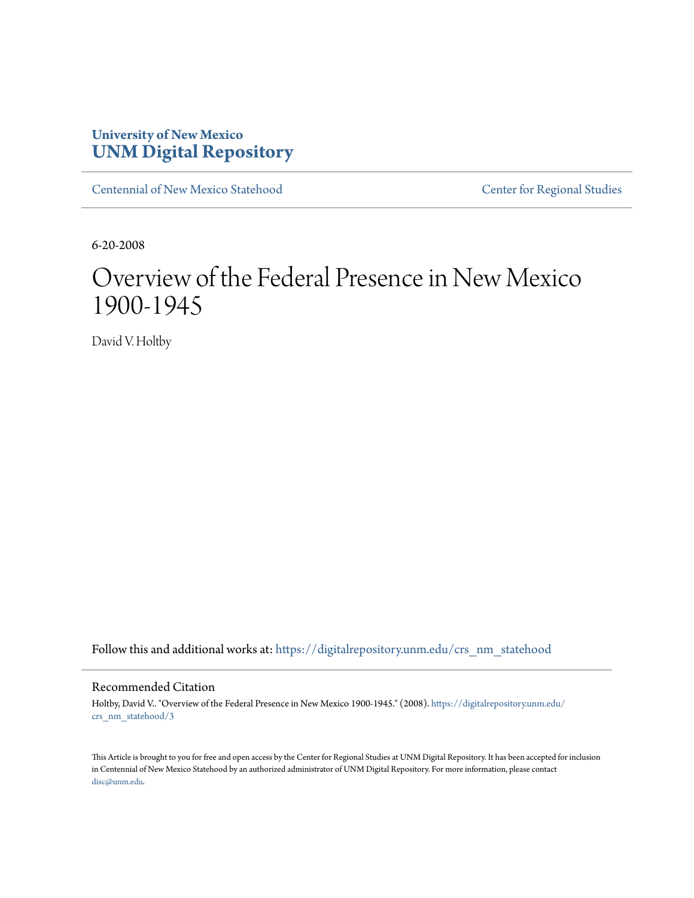University of New Mexico
**UNM Digital Repository**

Centennial of New Mexico Statehood | Center for Regional Studies

6-20-2008

# Overview of the Federal Presence in New Mexico 1900-1945

David V. Holtby

Follow this and additional works at: https://digitalrepository.unm.edu/crs_nm_statehood

## Recommended Citation

Holtby, David V.. "Overview of the Federal Presence in New Mexico 1900-1945." (2008). https://digitalrepository.unm.edu/crs_nm_statehood/3

This Article is brought to you for free and open access by the Center for Regional Studies at UNM Digital Repository. It has been accepted for inclusion in Centennial of New Mexico Statehood by an authorized administrator of UNM Digital Repository. For more information, please contact disc@unm.edu.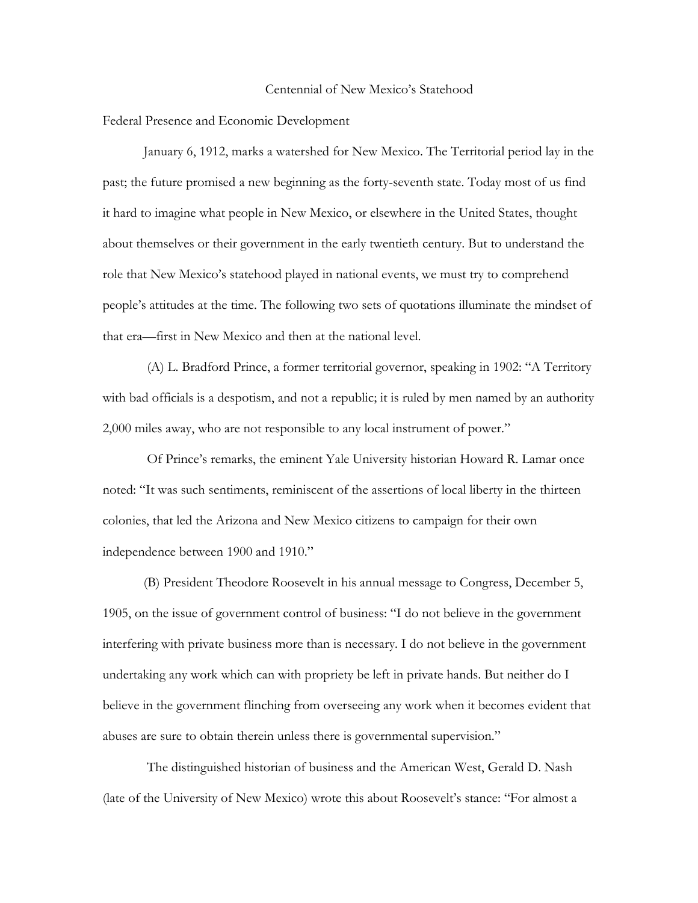Centennial of New Mexico's Statehood

## Federal Presence and Economic Development

January 6, 1912, marks a watershed for New Mexico. The Territorial period lay in the past; the future promised a new beginning as the forty-seventh state. Today most of us find it hard to imagine what people in New Mexico, or elsewhere in the United States, thought about themselves or their government in the early twentieth century. But to understand the role that New Mexico's statehood played in national events, we must try to comprehend people's attitudes at the time. The following two sets of quotations illuminate the mindset of that era—first in New Mexico and then at the national level.

(A) L. Bradford Prince, a former territorial governor, speaking in 1902: "A Territory with bad officials is a despotism, and not a republic; it is ruled by men named by an authority 2,000 miles away, who are not responsible to any local instrument of power."

Of Prince's remarks, the eminent Yale University historian Howard R. Lamar once noted: "It was such sentiments, reminiscent of the assertions of local liberty in the thirteen colonies, that led the Arizona and New Mexico citizens to campaign for their own independence between 1900 and 1910."

(B) President Theodore Roosevelt in his annual message to Congress, December 5, 1905, on the issue of government control of business: "I do not believe in the government interfering with private business more than is necessary. I do not believe in the government undertaking any work which can with propriety be left in private hands. But neither do I believe in the government flinching from overseeing any work when it becomes evident that abuses are sure to obtain therein unless there is governmental supervision."

The distinguished historian of business and the American West, Gerald D. Nash (late of the University of New Mexico) wrote this about Roosevelt's stance: "For almost a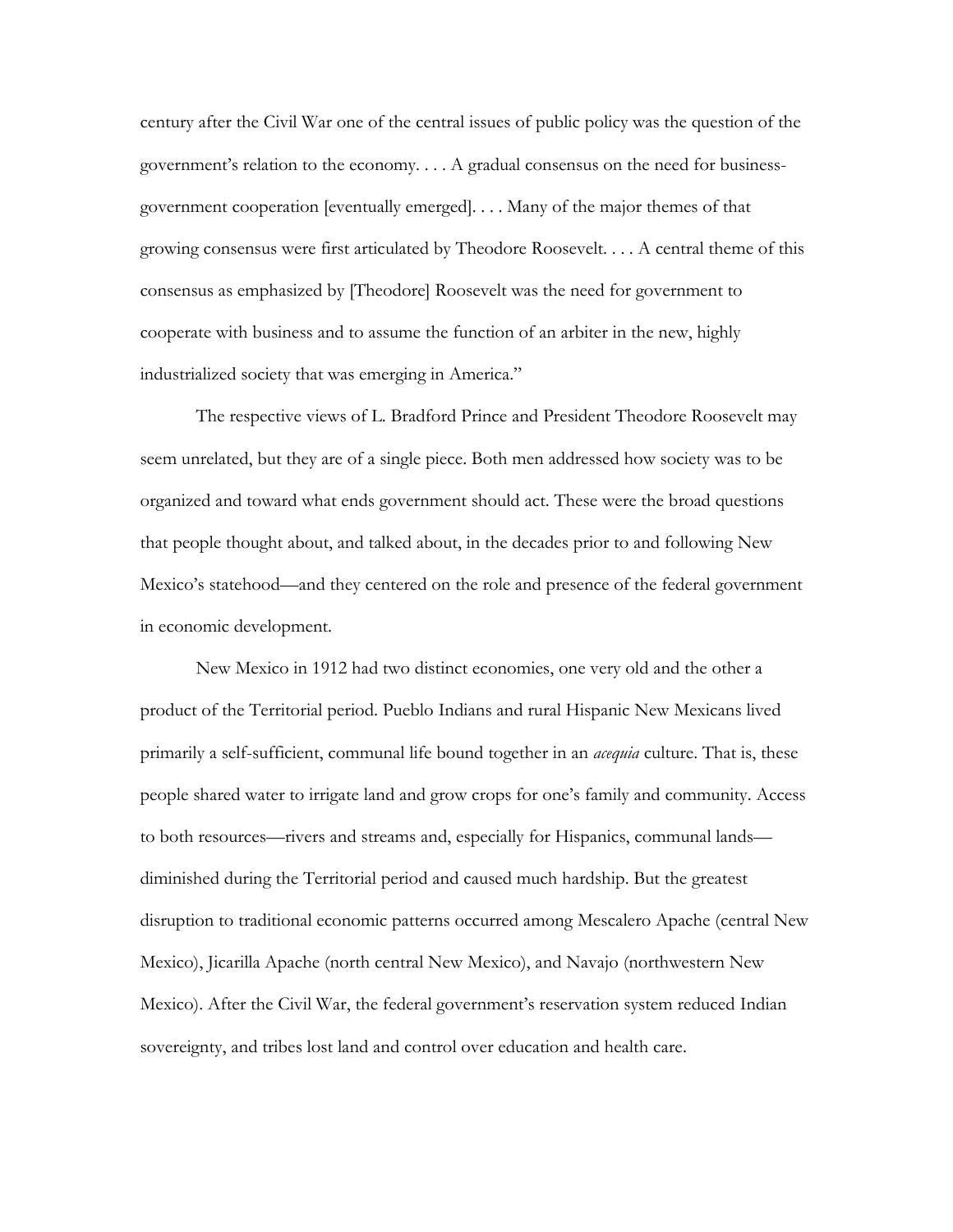century after the Civil War one of the central issues of public policy was the question of the government's relation to the economy. . . . A gradual consensus on the need for business-government cooperation [eventually emerged]. . . . Many of the major themes of that growing consensus were first articulated by Theodore Roosevelt. . . . A central theme of this consensus as emphasized by [Theodore] Roosevelt was the need for government to cooperate with business and to assume the function of an arbiter in the new, highly industrialized society that was emerging in America."

The respective views of L. Bradford Prince and President Theodore Roosevelt may seem unrelated, but they are of a single piece. Both men addressed how society was to be organized and toward what ends government should act. These were the broad questions that people thought about, and talked about, in the decades prior to and following New Mexico's statehood—and they centered on the role and presence of the federal government in economic development.

New Mexico in 1912 had two distinct economies, one very old and the other a product of the Territorial period. Pueblo Indians and rural Hispanic New Mexicans lived primarily a self-sufficient, communal life bound together in an *acequia* culture. That is, these people shared water to irrigate land and grow crops for one's family and community. Access to both resources—rivers and streams and, especially for Hispanics, communal lands—diminished during the Territorial period and caused much hardship. But the greatest disruption to traditional economic patterns occurred among Mescalero Apache (central New Mexico), Jicarilla Apache (north central New Mexico), and Navajo (northwestern New Mexico). After the Civil War, the federal government's reservation system reduced Indian sovereignty, and tribes lost land and control over education and health care.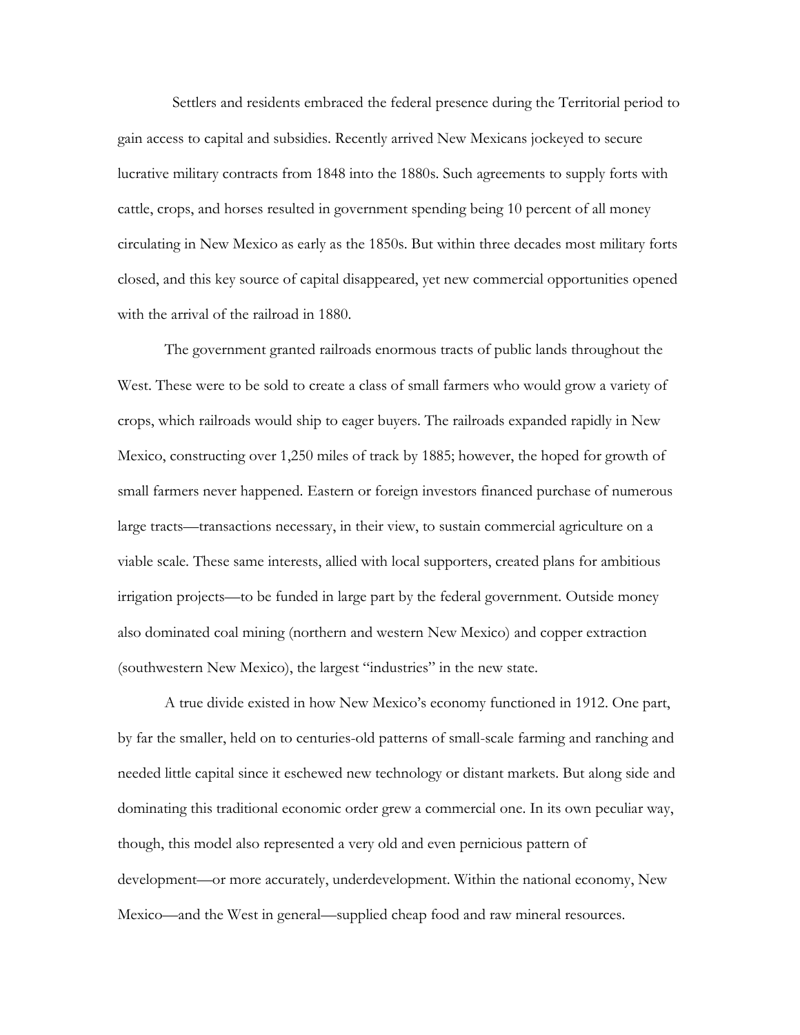Settlers and residents embraced the federal presence during the Territorial period to gain access to capital and subsidies. Recently arrived New Mexicans jockeyed to secure lucrative military contracts from 1848 into the 1880s. Such agreements to supply forts with cattle, crops, and horses resulted in government spending being 10 percent of all money circulating in New Mexico as early as the 1850s. But within three decades most military forts closed, and this key source of capital disappeared, yet new commercial opportunities opened with the arrival of the railroad in 1880.

The government granted railroads enormous tracts of public lands throughout the West. These were to be sold to create a class of small farmers who would grow a variety of crops, which railroads would ship to eager buyers. The railroads expanded rapidly in New Mexico, constructing over 1,250 miles of track by 1885; however, the hoped for growth of small farmers never happened. Eastern or foreign investors financed purchase of numerous large tracts—transactions necessary, in their view, to sustain commercial agriculture on a viable scale. These same interests, allied with local supporters, created plans for ambitious irrigation projects—to be funded in large part by the federal government. Outside money also dominated coal mining (northern and western New Mexico) and copper extraction (southwestern New Mexico), the largest "industries" in the new state.

A true divide existed in how New Mexico's economy functioned in 1912. One part, by far the smaller, held on to centuries-old patterns of small-scale farming and ranching and needed little capital since it eschewed new technology or distant markets. But along side and dominating this traditional economic order grew a commercial one. In its own peculiar way, though, this model also represented a very old and even pernicious pattern of development—or more accurately, underdevelopment. Within the national economy, New Mexico—and the West in general—supplied cheap food and raw mineral resources.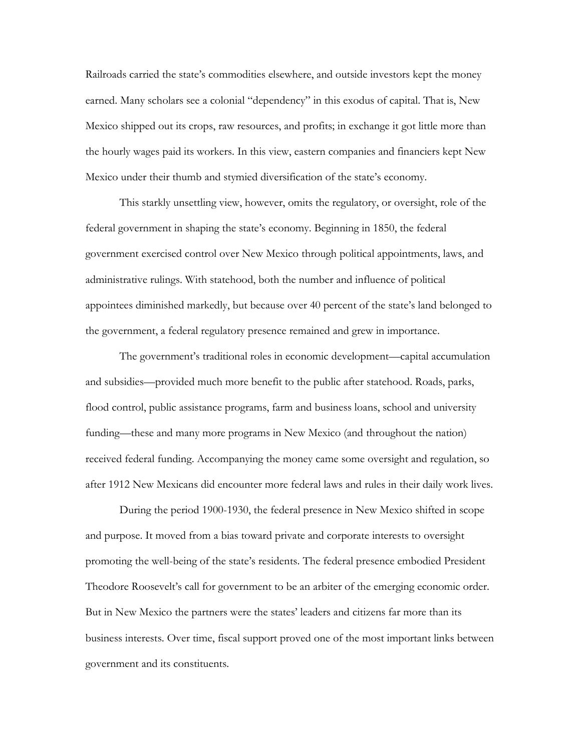Railroads carried the state's commodities elsewhere, and outside investors kept the money earned. Many scholars see a colonial "dependency" in this exodus of capital. That is, New Mexico shipped out its crops, raw resources, and profits; in exchange it got little more than the hourly wages paid its workers. In this view, eastern companies and financiers kept New Mexico under their thumb and stymied diversification of the state's economy.

This starkly unsettling view, however, omits the regulatory, or oversight, role of the federal government in shaping the state's economy. Beginning in 1850, the federal government exercised control over New Mexico through political appointments, laws, and administrative rulings. With statehood, both the number and influence of political appointees diminished markedly, but because over 40 percent of the state's land belonged to the government, a federal regulatory presence remained and grew in importance.

The government's traditional roles in economic development—capital accumulation and subsidies—provided much more benefit to the public after statehood. Roads, parks, flood control, public assistance programs, farm and business loans, school and university funding—these and many more programs in New Mexico (and throughout the nation) received federal funding. Accompanying the money came some oversight and regulation, so after 1912 New Mexicans did encounter more federal laws and rules in their daily work lives.

During the period 1900-1930, the federal presence in New Mexico shifted in scope and purpose. It moved from a bias toward private and corporate interests to oversight promoting the well-being of the state's residents. The federal presence embodied President Theodore Roosevelt's call for government to be an arbiter of the emerging economic order. But in New Mexico the partners were the states' leaders and citizens far more than its business interests. Over time, fiscal support proved one of the most important links between government and its constituents.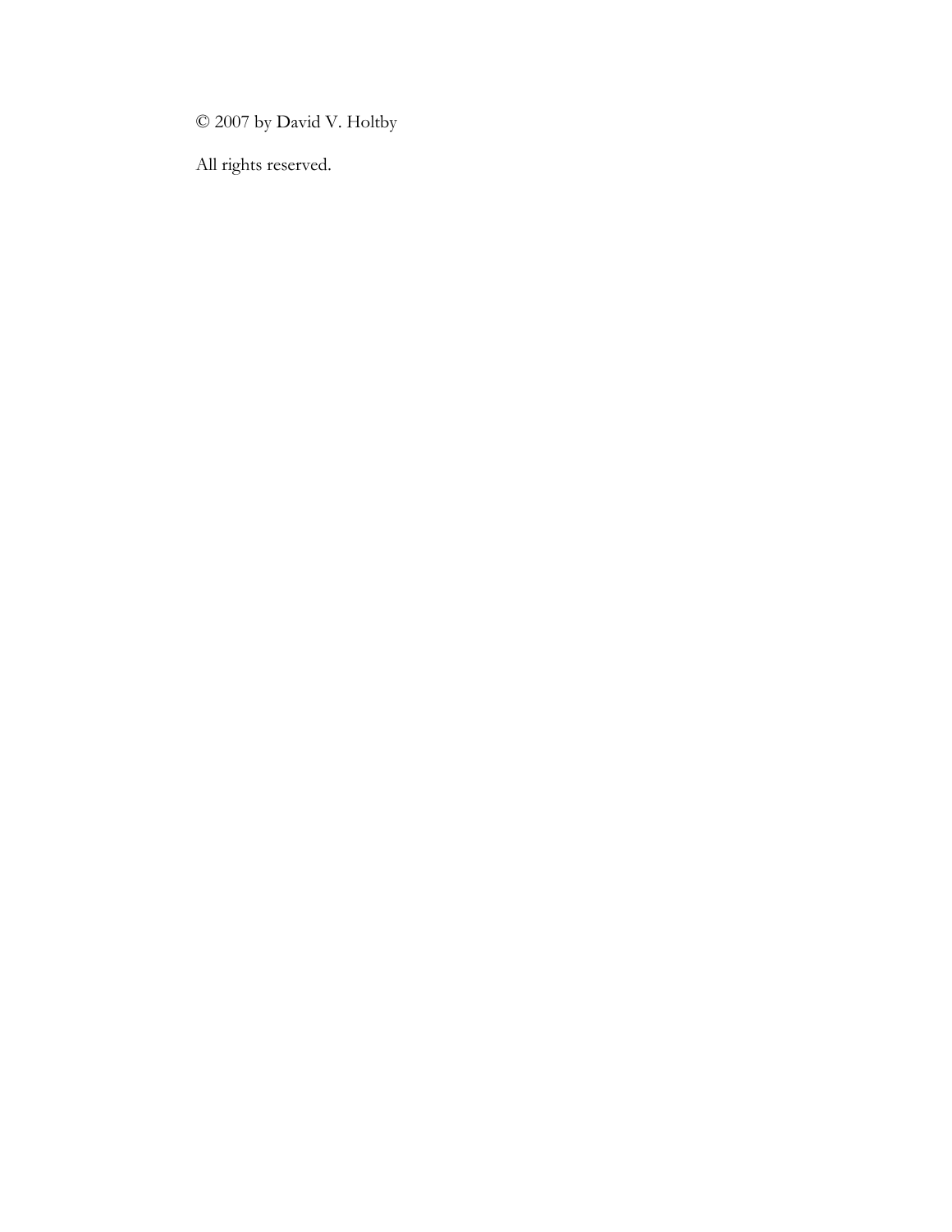© 2007 by David V. Holtby

All rights reserved.